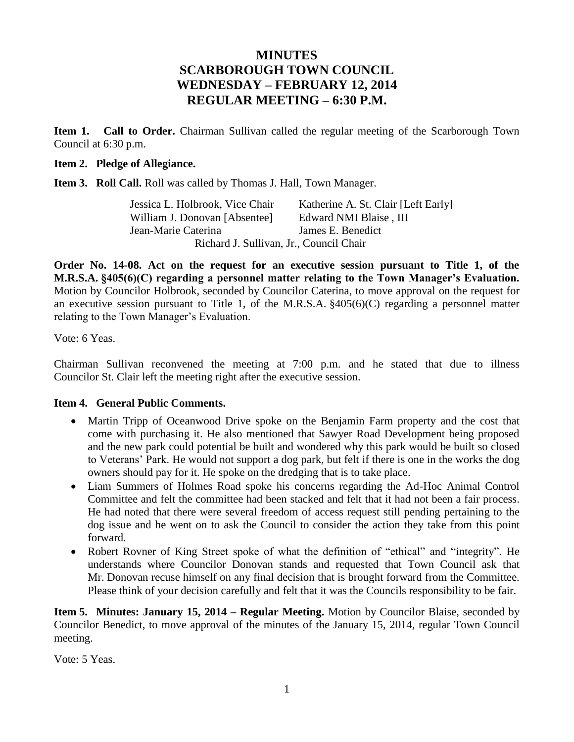# MINUTES
# SCARBOROUGH TOWN COUNCIL
# WEDNESDAY – FEBRUARY 12, 2014
# REGULAR MEETING – 6:30 P.M.

**Item 1. Call to Order.** Chairman Sullivan called the regular meeting of the Scarborough Town Council at 6:30 p.m.

**Item 2. Pledge of Allegiance.**

**Item 3. Roll Call.** Roll was called by Thomas J. Hall, Town Manager.

| | |
|---|---|
| Jessica L. Holbrook, Vice Chair | Katherine A. St. Clair [Left Early] |
| William J. Donovan [Absentee] | Edward NMI Blaise , III |
| Jean-Marie Caterina | James E. Benedict |

Richard J. Sullivan, Jr., Council Chair

**Order No. 14-08. Act on the request for an executive session pursuant to Title 1, of the M.R.S.A. §405(6)(C) regarding a personnel matter relating to the Town Manager's Evaluation.** Motion by Councilor Holbrook, seconded by Councilor Caterina, to move approval on the request for an executive session pursuant to Title 1, of the M.R.S.A. §405(6)(C) regarding a personnel matter relating to the Town Manager's Evaluation.

Vote: 6 Yeas.

Chairman Sullivan reconvened the meeting at 7:00 p.m. and he stated that due to illness Councilor St. Clair left the meeting right after the executive session.

**Item 4. General Public Comments.**

- Martin Tripp of Oceanwood Drive spoke on the Benjamin Farm property and the cost that come with purchasing it. He also mentioned that Sawyer Road Development being proposed and the new park could potential be built and wondered why this park would be built so closed to Veterans' Park. He would not support a dog park, but felt if there is one in the works the dog owners should pay for it. He spoke on the dredging that is to take place.
- Liam Summers of Holmes Road spoke his concerns regarding the Ad-Hoc Animal Control Committee and felt the committee had been stacked and felt that it had not been a fair process. He had noted that there were several freedom of access request still pending pertaining to the dog issue and he went on to ask the Council to consider the action they take from this point forward.
- Robert Rovner of King Street spoke of what the definition of "ethical" and "integrity". He understands where Councilor Donovan stands and requested that Town Council ask that Mr. Donovan recuse himself on any final decision that is brought forward from the Committee. Please think of your decision carefully and felt that it was the Councils responsibility to be fair.

**Item 5. Minutes: January 15, 2014 – Regular Meeting.** Motion by Councilor Blaise, seconded by Councilor Benedict, to move approval of the minutes of the January 15, 2014, regular Town Council meeting.

Vote: 5 Yeas.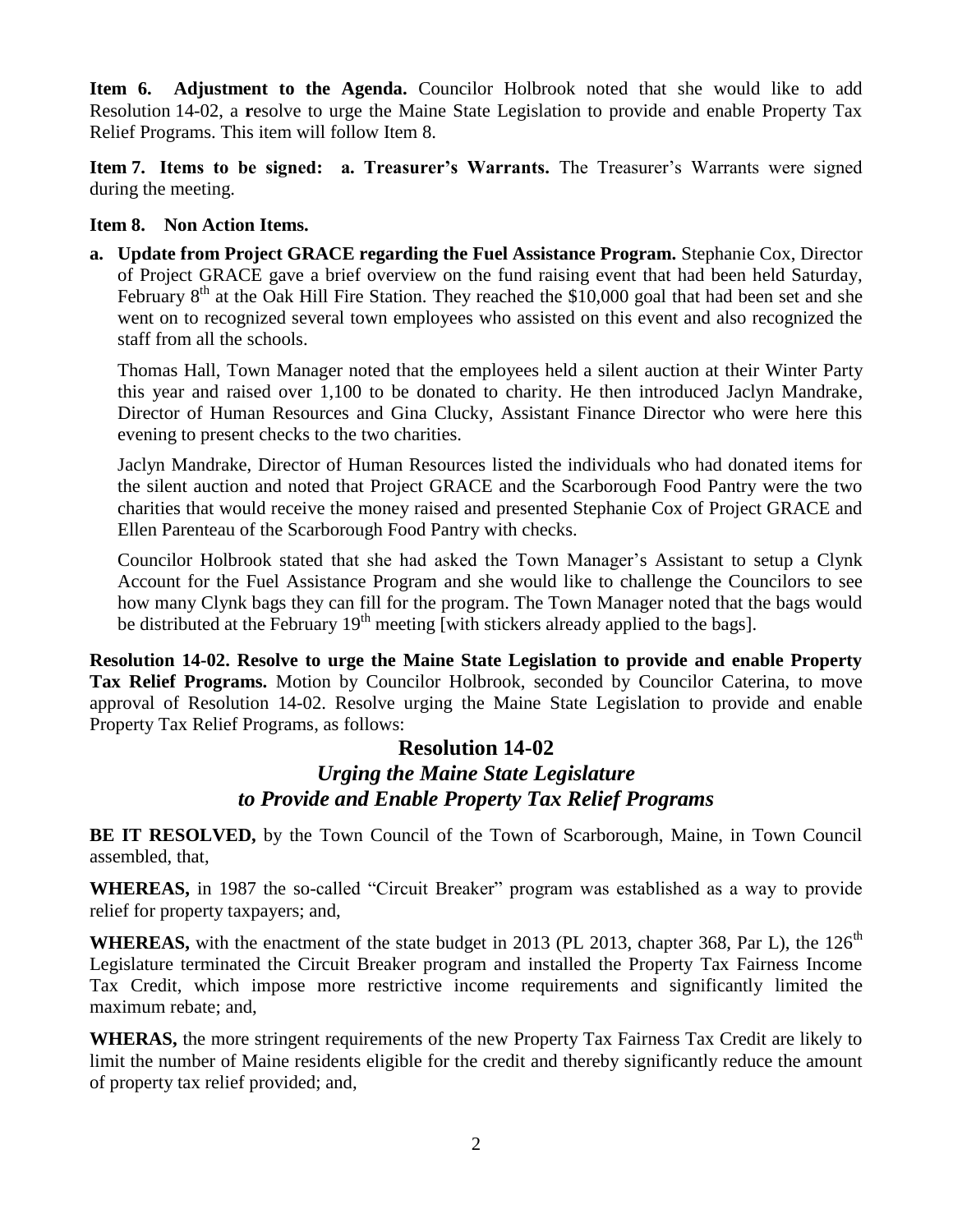**Item 6. Adjustment to the Agenda.** Councilor Holbrook noted that she would like to add Resolution 14-02, a **r**esolve to urge the Maine State Legislation to provide and enable Property Tax Relief Programs. This item will follow Item 8.

**Item 7. Items to be signed: a. Treasurer's Warrants.** The Treasurer's Warrants were signed during the meeting.

**Item 8. Non Action Items.**

**a. Update from Project GRACE regarding the Fuel Assistance Program.** Stephanie Cox, Director of Project GRACE gave a brief overview on the fund raising event that had been held Saturday, February 8th at the Oak Hill Fire Station. They reached the $10,000 goal that had been set and she went on to recognized several town employees who assisted on this event and also recognized the staff from all the schools.

Thomas Hall, Town Manager noted that the employees held a silent auction at their Winter Party this year and raised over 1,100 to be donated to charity. He then introduced Jaclyn Mandrake, Director of Human Resources and Gina Clucky, Assistant Finance Director who were here this evening to present checks to the two charities.

Jaclyn Mandrake, Director of Human Resources listed the individuals who had donated items for the silent auction and noted that Project GRACE and the Scarborough Food Pantry were the two charities that would receive the money raised and presented Stephanie Cox of Project GRACE and Ellen Parenteau of the Scarborough Food Pantry with checks.

Councilor Holbrook stated that she had asked the Town Manager's Assistant to setup a Clynk Account for the Fuel Assistance Program and she would like to challenge the Councilors to see how many Clynk bags they can fill for the program. The Town Manager noted that the bags would be distributed at the February 19th meeting [with stickers already applied to the bags].

**Resolution 14-02. Resolve to urge the Maine State Legislation to provide and enable Property Tax Relief Programs.** Motion by Councilor Holbrook, seconded by Councilor Caterina, to move approval of Resolution 14-02. Resolve urging the Maine State Legislation to provide and enable Property Tax Relief Programs, as follows:

## Resolution 14-02
### *Urging the Maine State Legislature to Provide and Enable Property Tax Relief Programs*

**BE IT RESOLVED,** by the Town Council of the Town of Scarborough, Maine, in Town Council assembled, that,

**WHEREAS,** in 1987 the so-called "Circuit Breaker" program was established as a way to provide relief for property taxpayers; and,

**WHEREAS,** with the enactment of the state budget in 2013 (PL 2013, chapter 368, Par L), the 126th Legislature terminated the Circuit Breaker program and installed the Property Tax Fairness Income Tax Credit, which impose more restrictive income requirements and significantly limited the maximum rebate; and,

**WHERAS,** the more stringent requirements of the new Property Tax Fairness Tax Credit are likely to limit the number of Maine residents eligible for the credit and thereby significantly reduce the amount of property tax relief provided; and,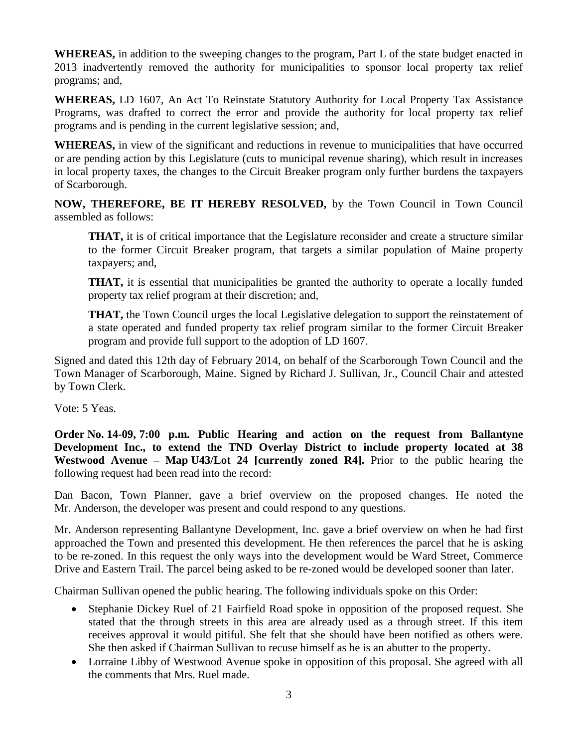**WHEREAS,** in addition to the sweeping changes to the program, Part L of the state budget enacted in 2013 inadvertently removed the authority for municipalities to sponsor local property tax relief programs; and,

**WHEREAS,** LD 1607, An Act To Reinstate Statutory Authority for Local Property Tax Assistance Programs, was drafted to correct the error and provide the authority for local property tax relief programs and is pending in the current legislative session; and,

**WHEREAS,** in view of the significant and reductions in revenue to municipalities that have occurred or are pending action by this Legislature (cuts to municipal revenue sharing), which result in increases in local property taxes, the changes to the Circuit Breaker program only further burdens the taxpayers of Scarborough.

**NOW, THEREFORE, BE IT HEREBY RESOLVED,** by the Town Council in Town Council assembled as follows:

> **THAT,** it is of critical importance that the Legislature reconsider and create a structure similar to the former Circuit Breaker program, that targets a similar population of Maine property taxpayers; and,
>
> **THAT,** it is essential that municipalities be granted the authority to operate a locally funded property tax relief program at their discretion; and,
>
> **THAT,** the Town Council urges the local Legislative delegation to support the reinstatement of a state operated and funded property tax relief program similar to the former Circuit Breaker program and provide full support to the adoption of LD 1607.

Signed and dated this 12th day of February 2014, on behalf of the Scarborough Town Council and the Town Manager of Scarborough, Maine. Signed by Richard J. Sullivan, Jr., Council Chair and attested by Town Clerk.

Vote: 5 Yeas.

**Order No. 14-09, 7:00 p.m. Public Hearing and action on the request from Ballantyne Development Inc., to extend the TND Overlay District to include property located at 38 Westwood Avenue – Map U43/Lot 24 [currently zoned R4].** Prior to the public hearing the following request had been read into the record:

Dan Bacon, Town Planner, gave a brief overview on the proposed changes. He noted the Mr. Anderson, the developer was present and could respond to any questions.

Mr. Anderson representing Ballantyne Development, Inc. gave a brief overview on when he had first approached the Town and presented this development. He then references the parcel that he is asking to be re-zoned. In this request the only ways into the development would be Ward Street, Commerce Drive and Eastern Trail. The parcel being asked to be re-zoned would be developed sooner than later.

Chairman Sullivan opened the public hearing. The following individuals spoke on this Order:

- Stephanie Dickey Ruel of 21 Fairfield Road spoke in opposition of the proposed request. She stated that the through streets in this area are already used as a through street. If this item receives approval it would pitiful. She felt that she should have been notified as others were. She then asked if Chairman Sullivan to recuse himself as he is an abutter to the property.
- Lorraine Libby of Westwood Avenue spoke in opposition of this proposal. She agreed with all the comments that Mrs. Ruel made.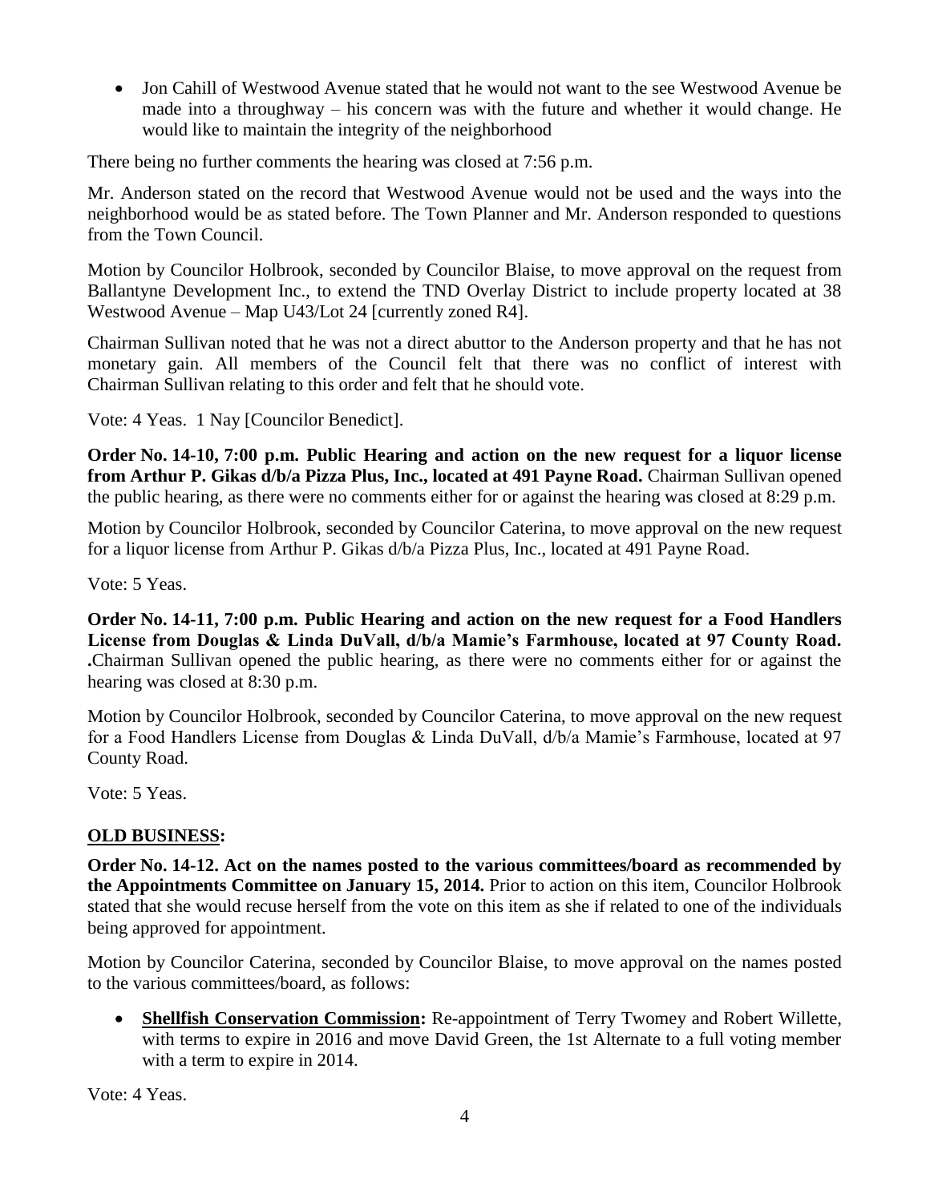- Jon Cahill of Westwood Avenue stated that he would not want to the see Westwood Avenue be made into a throughway – his concern was with the future and whether it would change. He would like to maintain the integrity of the neighborhood

There being no further comments the hearing was closed at 7:56 p.m.

Mr. Anderson stated on the record that Westwood Avenue would not be used and the ways into the neighborhood would be as stated before. The Town Planner and Mr. Anderson responded to questions from the Town Council.

Motion by Councilor Holbrook, seconded by Councilor Blaise, to move approval on the request from Ballantyne Development Inc., to extend the TND Overlay District to include property located at 38 Westwood Avenue – Map U43/Lot 24 [currently zoned R4].

Chairman Sullivan noted that he was not a direct abuttor to the Anderson property and that he has not monetary gain. All members of the Council felt that there was no conflict of interest with Chairman Sullivan relating to this order and felt that he should vote.

Vote: 4 Yeas. 1 Nay [Councilor Benedict].

**Order No. 14-10, 7:00 p.m. Public Hearing and action on the new request for a liquor license from Arthur P. Gikas d/b/a Pizza Plus, Inc., located at 491 Payne Road.** Chairman Sullivan opened the public hearing, as there were no comments either for or against the hearing was closed at 8:29 p.m.

Motion by Councilor Holbrook, seconded by Councilor Caterina, to move approval on the new request for a liquor license from Arthur P. Gikas d/b/a Pizza Plus, Inc., located at 491 Payne Road.

Vote: 5 Yeas.

**Order No. 14-11, 7:00 p.m. Public Hearing and action on the new request for a Food Handlers License from Douglas & Linda DuVall, d/b/a Mamie's Farmhouse, located at 97 County Road. .**Chairman Sullivan opened the public hearing, as there were no comments either for or against the hearing was closed at 8:30 p.m.

Motion by Councilor Holbrook, seconded by Councilor Caterina, to move approval on the new request for a Food Handlers License from Douglas & Linda DuVall, d/b/a Mamie's Farmhouse, located at 97 County Road.

Vote: 5 Yeas.

**OLD BUSINESS:**

**Order No. 14-12. Act on the names posted to the various committees/board as recommended by the Appointments Committee on January 15, 2014.** Prior to action on this item, Councilor Holbrook stated that she would recuse herself from the vote on this item as she if related to one of the individuals being approved for appointment.

Motion by Councilor Caterina, seconded by Councilor Blaise, to move approval on the names posted to the various committees/board, as follows:

- **Shellfish Conservation Commission:** Re-appointment of Terry Twomey and Robert Willette, with terms to expire in 2016 and move David Green, the 1st Alternate to a full voting member with a term to expire in 2014.

Vote: 4 Yeas.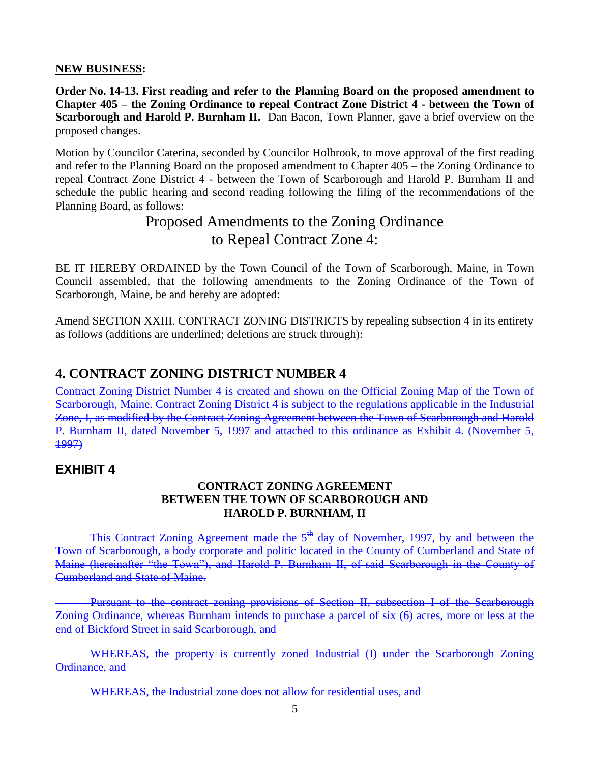**NEW BUSINESS:**

**Order No. 14-13. First reading and refer to the Planning Board on the proposed amendment to Chapter 405 – the Zoning Ordinance to repeal Contract Zone District 4 - between the Town of Scarborough and Harold P. Burnham II.** Dan Bacon, Town Planner, gave a brief overview on the proposed changes.

Motion by Councilor Caterina, seconded by Councilor Holbrook, to move approval of the first reading and refer to the Planning Board on the proposed amendment to Chapter 405 – the Zoning Ordinance to repeal Contract Zone District 4 - between the Town of Scarborough and Harold P. Burnham II and schedule the public hearing and second reading following the filing of the recommendations of the Planning Board, as follows:

# Proposed Amendments to the Zoning Ordinance to Repeal Contract Zone 4:

BE IT HEREBY ORDAINED by the Town Council of the Town of Scarborough, Maine, in Town Council assembled, that the following amendments to the Zoning Ordinance of the Town of Scarborough, Maine, be and hereby are adopted:

Amend SECTION XXIII. CONTRACT ZONING DISTRICTS by repealing subsection 4 in its entirety as follows (additions are underlined; deletions are struck through):

## 4. CONTRACT ZONING DISTRICT NUMBER 4

~~Contract Zoning District Number 4 is created and shown on the Official Zoning Map of the Town of Scarborough, Maine. Contract Zoning District 4 is subject to the regulations applicable in the Industrial Zone, I, as modified by the Contract Zoning Agreement between the Town of Scarborough and Harold P. Burnham II, dated November 5, 1997 and attached to this ordinance as Exhibit 4. (November 5, 1997)~~

## EXHIBIT 4

**CONTRACT ZONING AGREEMENT BETWEEN THE TOWN OF SCARBOROUGH AND HAROLD P. BURNHAM, II**

~~This Contract Zoning Agreement made the 5th day of November, 1997, by and between the Town of Scarborough, a body corporate and politic located in the County of Cumberland and State of Maine (hereinafter "the Town"), and Harold P. Burnham II, of said Scarborough in the County of Cumberland and State of Maine.~~

~~Pursuant to the contract zoning provisions of Section II, subsection I of the Scarborough Zoning Ordinance, whereas Burnham intends to purchase a parcel of six (6) acres, more or less at the end of Bickford Street in said Scarborough, and~~

~~WHEREAS, the property is currently zoned Industrial (I) under the Scarborough Zoning Ordinance, and~~

~~WHEREAS, the Industrial zone does not allow for residential uses, and~~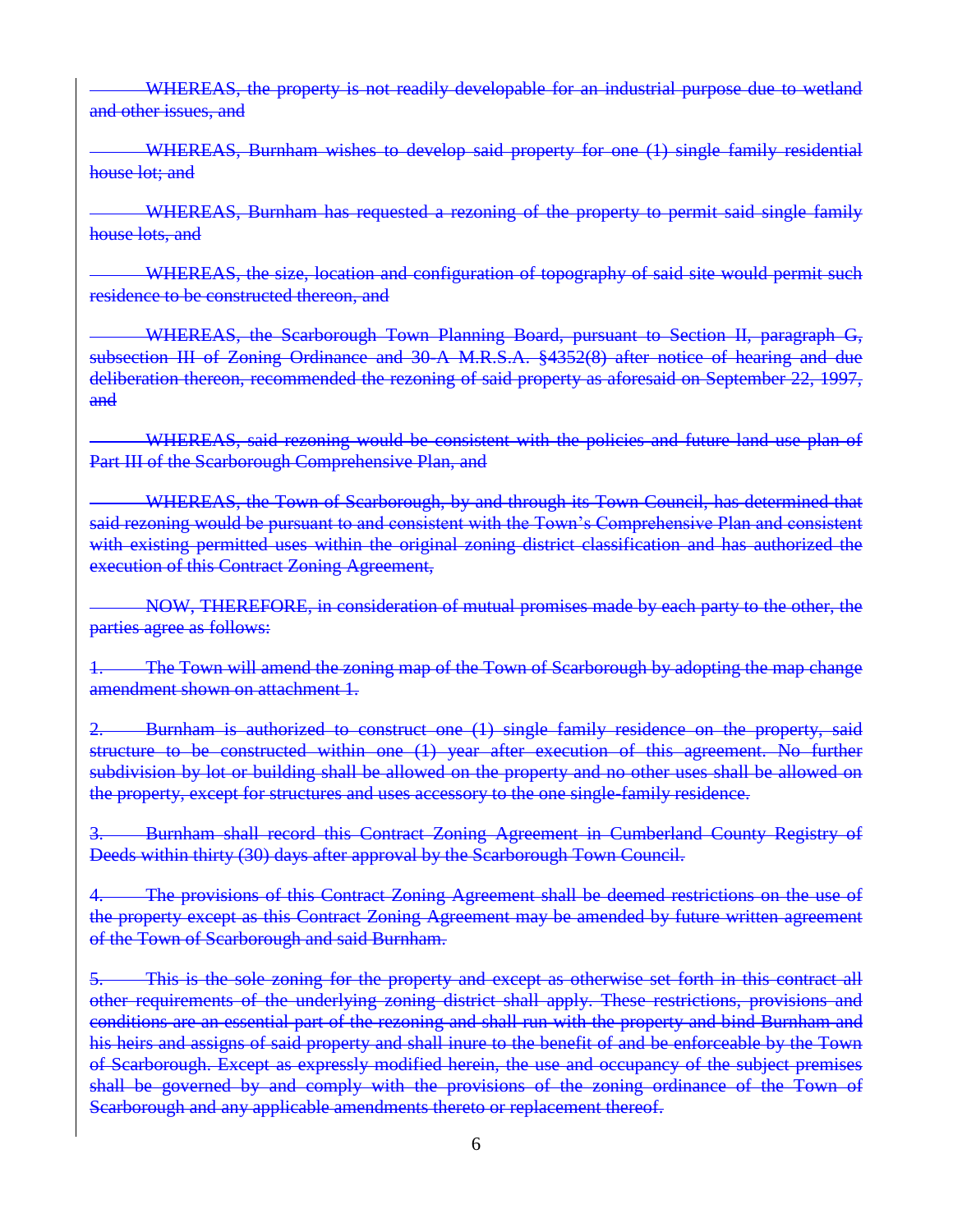~~WHEREAS, the property is not readily developable for an industrial purpose due to wetland and other issues, and~~

~~WHEREAS, Burnham wishes to develop said property for one (1) single family residential house lot; and~~

~~WHEREAS, Burnham has requested a rezoning of the property to permit said single family house lots, and~~

~~WHEREAS, the size, location and configuration of topography of said site would permit such residence to be constructed thereon, and~~

~~WHEREAS, the Scarborough Town Planning Board, pursuant to Section II, paragraph G, subsection III of Zoning Ordinance and 30-A M.R.S.A. §4352(8) after notice of hearing and due deliberation thereon, recommended the rezoning of said property as aforesaid on September 22, 1997, and~~

~~WHEREAS, said rezoning would be consistent with the policies and future land use plan of Part III of the Scarborough Comprehensive Plan, and~~

~~WHEREAS, the Town of Scarborough, by and through its Town Council, has determined that said rezoning would be pursuant to and consistent with the Town's Comprehensive Plan and consistent with existing permitted uses within the original zoning district classification and has authorized the execution of this Contract Zoning Agreement,~~

~~NOW, THEREFORE, in consideration of mutual promises made by each party to the other, the parties agree as follows:~~

~~1. The Town will amend the zoning map of the Town of Scarborough by adopting the map change amendment shown on attachment 1.~~

~~2. Burnham is authorized to construct one (1) single family residence on the property, said structure to be constructed within one (1) year after execution of this agreement. No further subdivision by lot or building shall be allowed on the property and no other uses shall be allowed on the property, except for structures and uses accessory to the one single-family residence.~~

~~3. Burnham shall record this Contract Zoning Agreement in Cumberland County Registry of Deeds within thirty (30) days after approval by the Scarborough Town Council.~~

~~4. The provisions of this Contract Zoning Agreement shall be deemed restrictions on the use of the property except as this Contract Zoning Agreement may be amended by future written agreement of the Town of Scarborough and said Burnham.~~

~~5. This is the sole zoning for the property and except as otherwise set forth in this contract all other requirements of the underlying zoning district shall apply. These restrictions, provisions and conditions are an essential part of the rezoning and shall run with the property and bind Burnham and his heirs and assigns of said property and shall inure to the benefit of and be enforceable by the Town of Scarborough. Except as expressly modified herein, the use and occupancy of the subject premises shall be governed by and comply with the provisions of the zoning ordinance of the Town of Scarborough and any applicable amendments thereto or replacement thereof.~~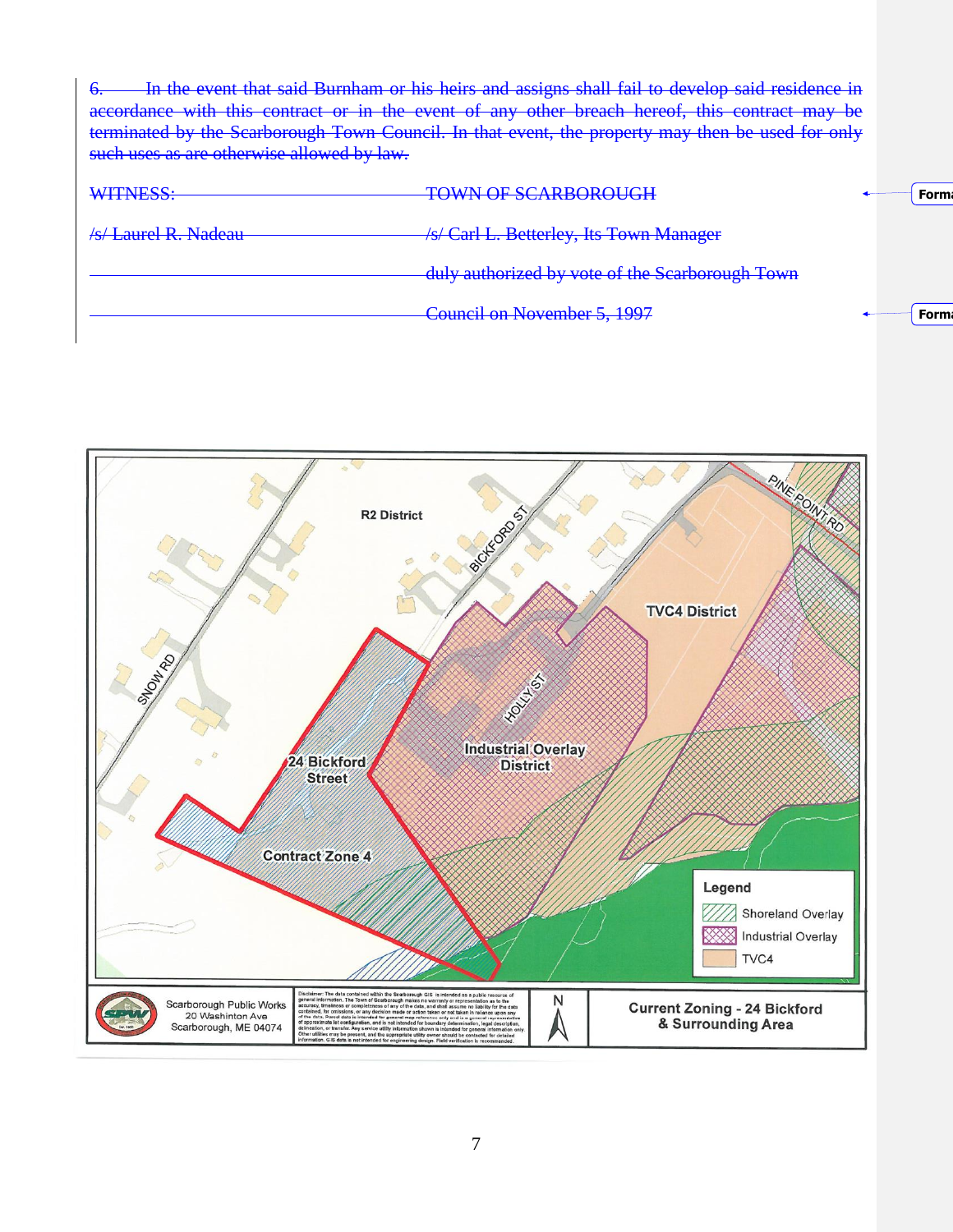~~6. In the event that said Burnham or his heirs and assigns shall fail to develop said residence in accordance with this contract or in the event of any other breach hereof, this contract may be terminated by the Scarborough Town Council. In that event, the property may then be used for only such uses as are otherwise allowed by law.~~

| | |
|---|---|
| ~~WITNESS:~~ | ~~TOWN OF SCARBOROUGH~~ |
| ~~/s/ Laurel R. Nadeau~~ | ~~/s/ Carl L. Betterley, Its Town Manager~~ |
| | ~~duly authorized by vote of the Scarborough Town~~ |
| | ~~Council on November 5, 1997~~ |

R2 District

BICKFORD ST

SNOW RD

PINE POINT RD

TVC4 District

HOLLY ST

Industrial Overlay District

24 Bickford Street

Contract Zone 4

Legend

- Shoreland Overlay
- Industrial Overlay
- TVC4

Scarborough Public Works
20 Washinton Ave
Scarborough, ME 04074

Disclaimer: The data contained within the Scarborough GIS is intended as a public resource of general information. The Town of Scarborough makes no warranty or representation as to the accuracy, timeliness or completeness of any of the data, and shall assume no liability for the data contained, for omissions, or any decision made or action taken or not taken in reliance upon any of the data. Parcel data is intended for general map reference only and is a general representative of approximate lot configuration, and is not intended for boundary determination, legal description, delineation, or transfer. Any service utility information shown is intended for general information only. Other utilities may be present, and the appropriate utility owner should be contacted for detailed information. GIS data is not intended for engineering design. Field verification is recommended.

N

**Current Zoning - 24 Bickford & Surrounding Area**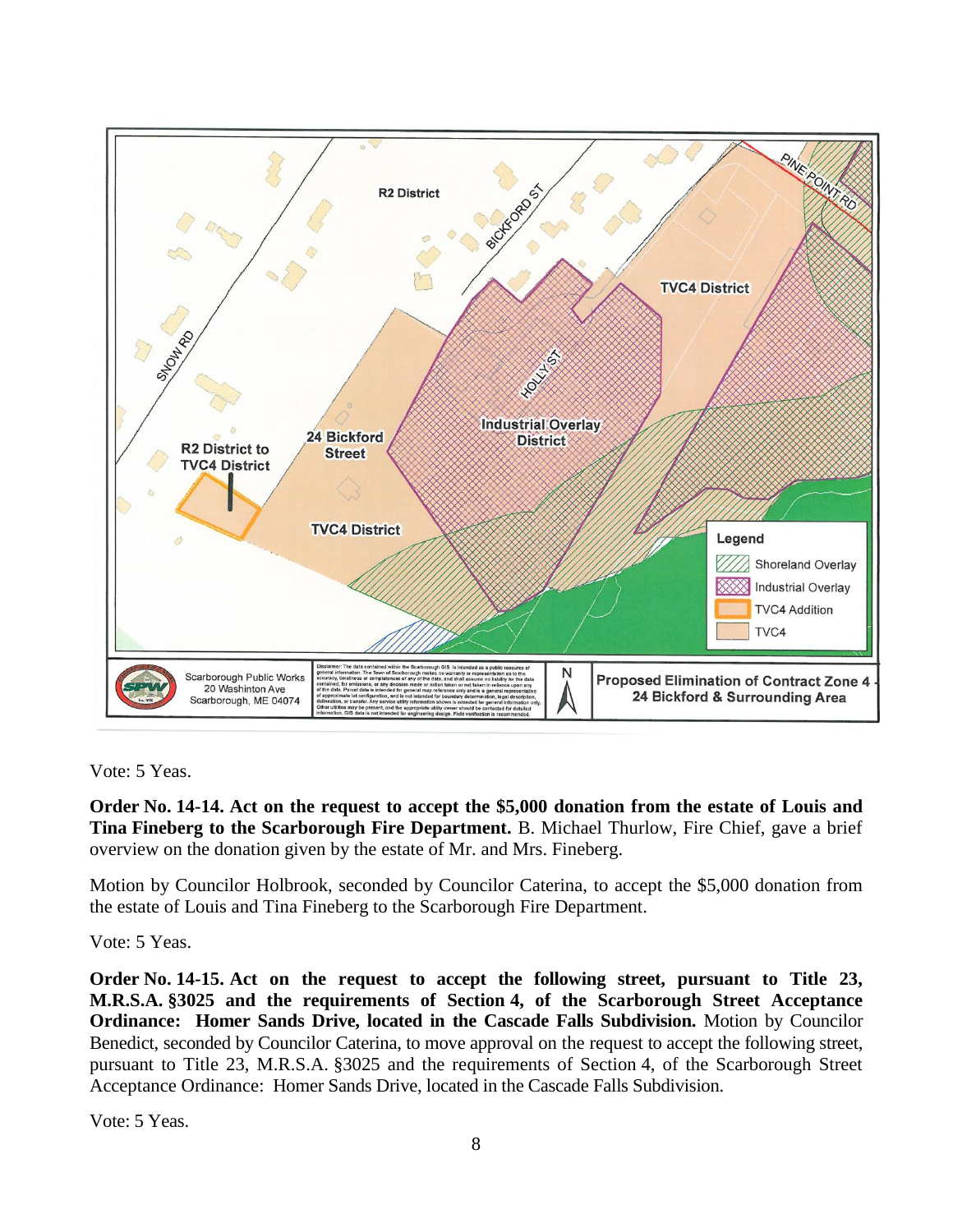Vote: 5 Yeas.

**Order No. 14-14. Act on the request to accept the $5,000 donation from the estate of Louis and Tina Fineberg to the Scarborough Fire Department.** B. Michael Thurlow, Fire Chief, gave a brief overview on the donation given by the estate of Mr. and Mrs. Fineberg.

Motion by Councilor Holbrook, seconded by Councilor Caterina, to accept the $5,000 donation from the estate of Louis and Tina Fineberg to the Scarborough Fire Department.

Vote: 5 Yeas.

**Order No. 14-15. Act on the request to accept the following street, pursuant to Title 23, M.R.S.A. §3025 and the requirements of Section 4, of the Scarborough Street Acceptance Ordinance: Homer Sands Drive, located in the Cascade Falls Subdivision.** Motion by Councilor Benedict, seconded by Councilor Caterina, to move approval on the request to accept the following street, pursuant to Title 23, M.R.S.A. §3025 and the requirements of Section 4, of the Scarborough Street Acceptance Ordinance: Homer Sands Drive, located in the Cascade Falls Subdivision.

Vote: 5 Yeas.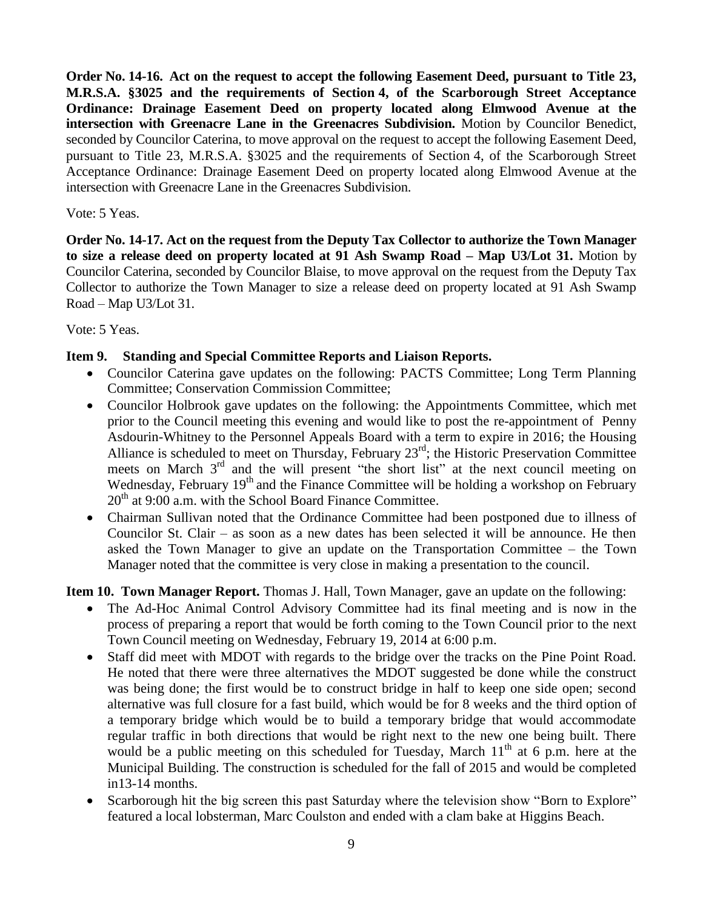**Order No. 14-16. Act on the request to accept the following Easement Deed, pursuant to Title 23, M.R.S.A. §3025 and the requirements of Section 4, of the Scarborough Street Acceptance Ordinance: Drainage Easement Deed on property located along Elmwood Avenue at the intersection with Greenacre Lane in the Greenacres Subdivision.** Motion by Councilor Benedict, seconded by Councilor Caterina, to move approval on the request to accept the following Easement Deed, pursuant to Title 23, M.R.S.A. §3025 and the requirements of Section 4, of the Scarborough Street Acceptance Ordinance: Drainage Easement Deed on property located along Elmwood Avenue at the intersection with Greenacre Lane in the Greenacres Subdivision.

Vote: 5 Yeas.

**Order No. 14-17. Act on the request from the Deputy Tax Collector to authorize the Town Manager to size a release deed on property located at 91 Ash Swamp Road – Map U3/Lot 31.** Motion by Councilor Caterina, seconded by Councilor Blaise, to move approval on the request from the Deputy Tax Collector to authorize the Town Manager to size a release deed on property located at 91 Ash Swamp Road – Map U3/Lot 31.

Vote: 5 Yeas.

**Item 9. Standing and Special Committee Reports and Liaison Reports.**

- Councilor Caterina gave updates on the following: PACTS Committee; Long Term Planning Committee; Conservation Commission Committee;
- Councilor Holbrook gave updates on the following: the Appointments Committee, which met prior to the Council meeting this evening and would like to post the re-appointment of Penny Asdourin-Whitney to the Personnel Appeals Board with a term to expire in 2016; the Housing Alliance is scheduled to meet on Thursday, February 23rd; the Historic Preservation Committee meets on March 3rd and the will present "the short list" at the next council meeting on Wednesday, February 19th and the Finance Committee will be holding a workshop on February 20th at 9:00 a.m. with the School Board Finance Committee.
- Chairman Sullivan noted that the Ordinance Committee had been postponed due to illness of Councilor St. Clair – as soon as a new dates has been selected it will be announce. He then asked the Town Manager to give an update on the Transportation Committee – the Town Manager noted that the committee is very close in making a presentation to the council.

**Item 10. Town Manager Report.** Thomas J. Hall, Town Manager, gave an update on the following:

- The Ad-Hoc Animal Control Advisory Committee had its final meeting and is now in the process of preparing a report that would be forth coming to the Town Council prior to the next Town Council meeting on Wednesday, February 19, 2014 at 6:00 p.m.
- Staff did meet with MDOT with regards to the bridge over the tracks on the Pine Point Road. He noted that there were three alternatives the MDOT suggested be done while the construct was being done; the first would be to construct bridge in half to keep one side open; second alternative was full closure for a fast build, which would be for 8 weeks and the third option of a temporary bridge which would be to build a temporary bridge that would accommodate regular traffic in both directions that would be right next to the new one being built. There would be a public meeting on this scheduled for Tuesday, March 11th at 6 p.m. here at the Municipal Building. The construction is scheduled for the fall of 2015 and would be completed in13-14 months.
- Scarborough hit the big screen this past Saturday where the television show "Born to Explore" featured a local lobsterman, Marc Coulston and ended with a clam bake at Higgins Beach.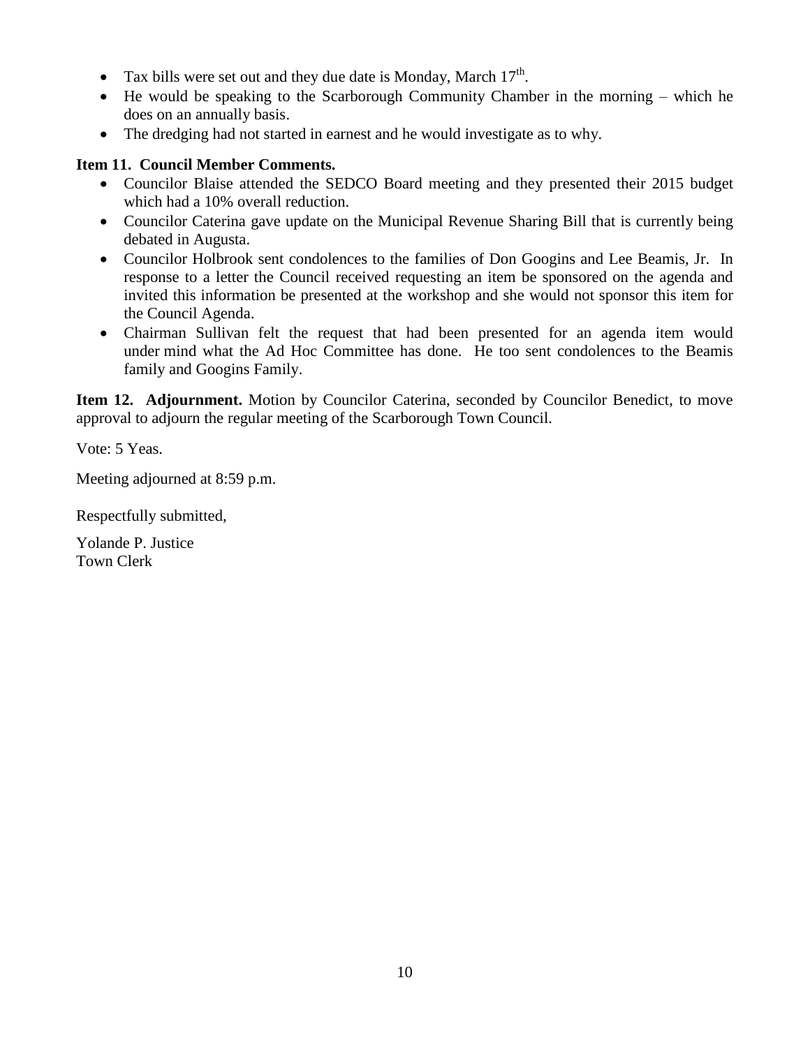- Tax bills were set out and they due date is Monday, March 17th.
- He would be speaking to the Scarborough Community Chamber in the morning – which he does on an annually basis.
- The dredging had not started in earnest and he would investigate as to why.

**Item 11. Council Member Comments.**

- Councilor Blaise attended the SEDCO Board meeting and they presented their 2015 budget which had a 10% overall reduction.
- Councilor Caterina gave update on the Municipal Revenue Sharing Bill that is currently being debated in Augusta.
- Councilor Holbrook sent condolences to the families of Don Googins and Lee Beamis, Jr. In response to a letter the Council received requesting an item be sponsored on the agenda and invited this information be presented at the workshop and she would not sponsor this item for the Council Agenda.
- Chairman Sullivan felt the request that had been presented for an agenda item would under mind what the Ad Hoc Committee has done. He too sent condolences to the Beamis family and Googins Family.

**Item 12. Adjournment.** Motion by Councilor Caterina, seconded by Councilor Benedict, to move approval to adjourn the regular meeting of the Scarborough Town Council.

Vote: 5 Yeas.

Meeting adjourned at 8:59 p.m.

Respectfully submitted,

Yolande P. Justice
Town Clerk